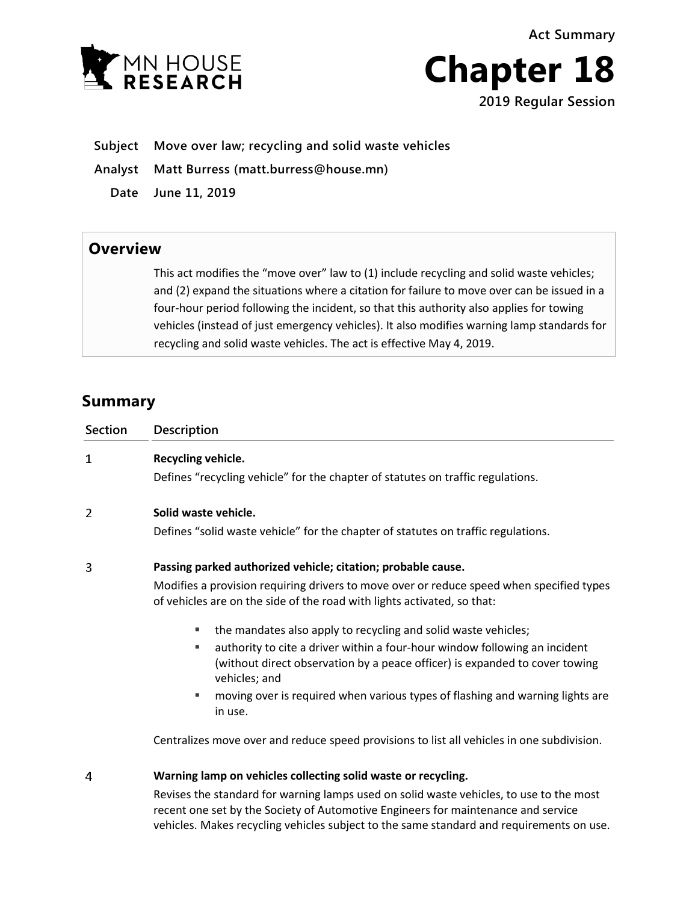MN HOUSE RESEARCH

Act Summary

# Chapter 18

**2019 Regular Session**

**Subject** Move over law; recycling and solid waste vehicles

**Analyst** Matt Burress (matt.burress@house.mn)

**Date** June 11, 2019

## Overview

This act modifies the "move over" law to (1) include recycling and solid waste vehicles; and (2) expand the situations where a citation for failure to move over can be issued in a four-hour period following the incident, so that this authority also applies for towing vehicles (instead of just emergency vehicles). It also modifies warning lamp standards for recycling and solid waste vehicles. The act is effective May 4, 2019.

## Summary

| Section | Description |
| --- | --- |
| 1 | **Recycling vehicle.** Defines "recycling vehicle" for the chapter of statutes on traffic regulations. |
| 2 | **Solid waste vehicle.** Defines "solid waste vehicle" for the chapter of statutes on traffic regulations. |
| 3 | **Passing parked authorized vehicle; citation; probable cause.** Modifies a provision requiring drivers to move over or reduce speed when specified types of vehicles are on the side of the road with lights activated, so that:<br>▪ the mandates also apply to recycling and solid waste vehicles;<br>▪ authority to cite a driver within a four-hour window following an incident (without direct observation by a peace officer) is expanded to cover towing vehicles; and<br>▪ moving over is required when various types of flashing and warning lights are in use.<br>Centralizes move over and reduce speed provisions to list all vehicles in one subdivision. |
| 4 | **Warning lamp on vehicles collecting solid waste or recycling.** Revises the standard for warning lamps used on solid waste vehicles, to use to the most recent one set by the Society of Automotive Engineers for maintenance and service vehicles. Makes recycling vehicles subject to the same standard and requirements on use. |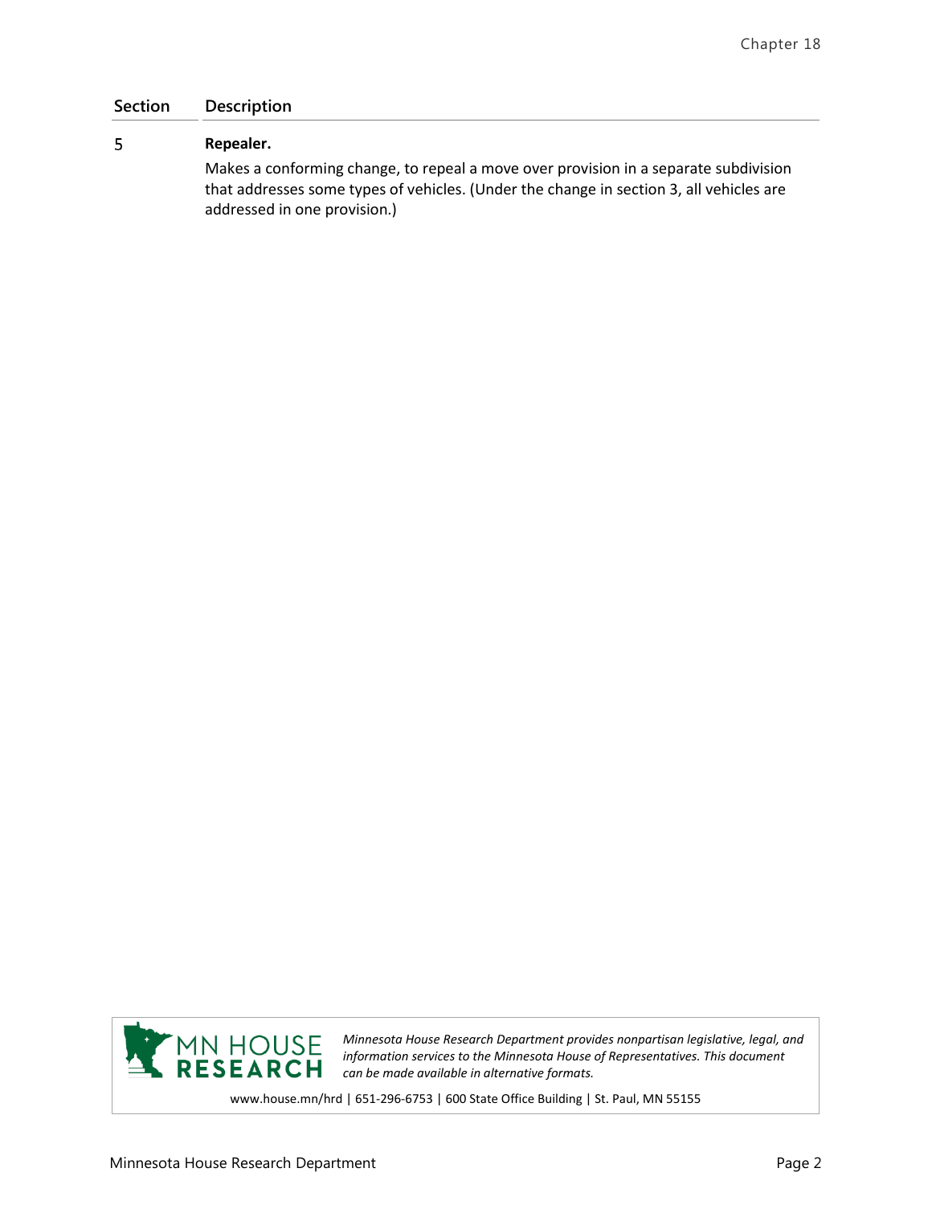| Section | Description |
|---|---|
| 5 | **Repealer.**<br>Makes a conforming change, to repeal a move over provision in a separate subdivision that addresses some types of vehicles. (Under the change in section 3, all vehicles are addressed in one provision.) |

*Minnesota House Research Department provides nonpartisan legislative, legal, and information services to the Minnesota House of Representatives. This document can be made available in alternative formats.*

www.house.mn/hrd | 651-296-6753 | 600 State Office Building | St. Paul, MN 55155